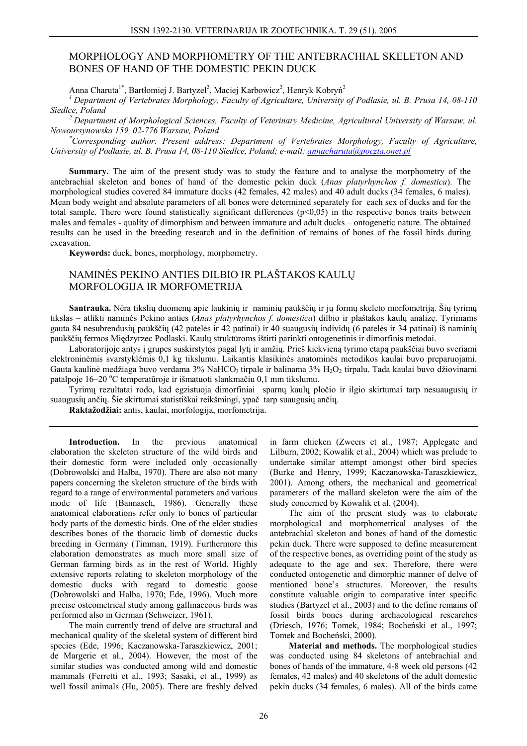# MORPHOLOGY AND MORPHOMETRY OF THE ANTEBRACHIAL SKELETON AND BONES OF HAND OF THE DOMESTIC PEKIN DUCK

Anna Charuta[1*], Bartłomiej J. Bartyzel[2], Maciej Karbowicz[2], Henryk Kobryń[2]

[1] *Department of Vertebrates Morphology, Faculty of Agriculture, University of Podlasie, ul. B. Prusa 14, 08-110 Siedlce, Poland*

[2] *Department of Morphological Sciences, Faculty of Veterinary Medicine, Agricultural University of Warsaw, ul. Nowoursynowska 159, 02-776 Warsaw, Poland*

[*] *Corresponding author. Present address: Department of Vertebrates Morphology, Faculty of Agriculture, University of Podlasie, ul. B. Prusa 14, 08-110 Siedlce, Poland; e-mail: annacharuta@poczta.onet.pl*

**Summary.** The aim of the present study was to study the feature and to analyse the morphometry of the antebrachial skeleton and bones of hand of the domestic pekin duck (*Anas platyrhynchos f. domestica*). The morphological studies covered 84 immature ducks (42 females, 42 males) and 40 adult ducks (34 females, 6 males). Mean body weight and absolute parameters of all bones were determined separately for each sex of ducks and for the total sample. There were found statistically significant differences ($p<0,05$) in the respective bones traits between males and females - quality of dimorphism and between immature and adult ducks – ontogenetic nature. The obtained results can be used in the breeding research and in the definition of remains of bones of the fossil birds during excavation.

**Keywords:** duck, bones, morphology, morphometry.

# NAMINĖS PEKINO ANTIES DILBIO IR PLAŠTAKOS KAULŲ MORFOLOGIJA IR MORFOMETRIJA

**Santrauka.** Nėra tikslių duomenų apie laukinių ir naminių paukščių ir jų formų skeleto morfometriją. Šių tyrimų tikslas – atlikti naminės Pekino anties (*Anas platyrhynchos f. domestica*) dilbio ir plaštakos kaulų analizę. Tyrimams gauta 84 nesubrendusių paukščių (42 patelės ir 42 patinai) ir 40 suaugusių individų (6 patelės ir 34 patinai) iš naminių paukščių fermos Międzyrzec Podlaski. Kaulų struktūroms ištirti parinkti ontogenetinis ir dimorfinis metodai.

Laboratorijoje antys į grupes suskirstytos pagal lytį ir amžių. Prieš kiekvieną tyrimo etapą paukščiai buvo sveriami elektroninėmis svarstyklėmis 0,1 kg tikslumu. Laikantis klasikinės anatominės metodikos kaulai buvo preparuojami. Gauta kaulinė medžiaga buvo verdama 3% $NaHCO_3$ tirpale ir balinama 3% $H_2O_2$ tirpalu. Tada kaulai buvo džiovinami patalpoje 16–20 °C temperatūroje ir išmatuoti slankmačiu 0,1 mm tikslumu.

Tyrimų rezultatai rodo, kad egzistuoja dimorfiniai sparnų kaulų pločio ir ilgio skirtumai tarp nesuaugusių ir suaugusių ančių. Šie skirtumai statistiškai reikšmingi, ypač tarp suaugusių ančių.

**Raktažodžiai:** antis, kaulai, morfologija, morfometrija.

---

**Introduction.** In the previous anatomical elaboration the skeleton structure of the wild birds and their domestic form were included only occasionally (Dobrowolski and Halba, 1970). There are also not many papers concerning the skeleton structure of the birds with regard to a range of environmental parameters and various mode of life (Bannasch, 1986). Generally these anatomical elaborations refer only to bones of particular body parts of the domestic birds. One of the elder studies describes bones of the thoracic limb of domestic ducks breeding in Germany (Timman, 1919). Furthermore this elaboration demonstrates as much more small size of German farming birds as in the rest of World. Highly extensive reports relating to skeleton morphology of the domestic ducks with regard to domestic goose (Dobrowolski and Halba, 1970; Ede, 1996). Much more precise osteometrical study among gallinaceous birds was performed also in German (Schweizer, 1961).

The main currently trend of delve are structural and mechanical quality of the skeletal system of different bird species (Ede, 1996; Kaczanowska-Taraszkiewicz, 2001; de Margerie et al., 2004). However, the most of the similar studies was conducted among wild and domestic mammals (Ferretti et al., 1993; Sasaki, et al., 1999) as well fossil animals (Hu, 2005). There are freshly delved in farm chicken (Zweers et al., 1987; Applegate and Lilburn, 2002; Kowalik et al., 2004) which was prelude to undertake similar attempt amongst other bird species (Burke and Henry, 1999; Kaczanowska-Taraszkiewicz, 2001). Among others, the mechanical and geometrical parameters of the mallard skeleton were the aim of the study concerned by Kowalik et al. (2004).

The aim of the present study was to elaborate morphological and morphometrical analyses of the antebrachial skeleton and bones of hand of the domestic pekin duck. There were supposed to define measurement of the respective bones, as overriding point of the study as adequate to the age and sex. Therefore, there were conducted ontogenetic and dimorphic manner of delve of mentioned bone's structures. Moreover, the results constitute valuable origin to comparative inter specific studies (Bartyzel et al., 2003) and to the define remains of fossil birds bones during archaeological researches (Driesch, 1976; Tomek, 1984; Bocheński et al., 1997; Tomek and Bocheński, 2000).

**Material and methods.** The morphological studies was conducted using 84 skeletons of antebrachial and bones of hands of the immature, 4-8 week old persons (42 females, 42 males) and 40 skeletons of the adult domestic pekin ducks (34 females, 6 males). All of the birds came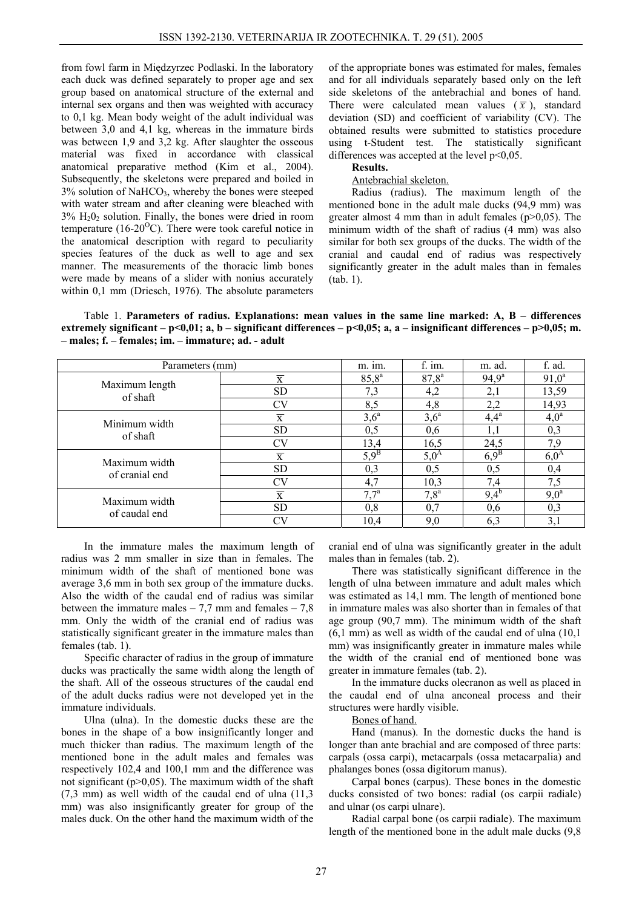from fowl farm in Międzyrzec Podlaski. In the laboratory each duck was defined separately to proper age and sex group based on anatomical structure of the external and internal sex organs and then was weighted with accuracy to 0,1 kg. Mean body weight of the adult individual was between 3,0 and 4,1 kg, whereas in the immature birds was between 1,9 and 3,2 kg. After slaughter the osseous material was fixed in accordance with classical anatomical preparative method (Kim et al., 2004). Subsequently, the skeletons were prepared and boiled in 3% solution of $NaHCO_3$, whereby the bones were steeped with water stream and after cleaning were bleached with 3% $H_2O_2$ solution. Finally, the bones were dried in room temperature (16-20$^{O}$C). There were took careful notice in the anatomical description with regard to peculiarity species features of the duck as well to age and sex manner. The measurements of the thoracic limb bones were made by means of a slider with nonius accurately within 0,1 mm (Driesch, 1976). The absolute parameters of the appropriate bones was estimated for males, females and for all individuals separately based only on the left side skeletons of the antebrachial and bones of hand. There were calculated mean values ($\bar{x}$), standard deviation (SD) and coefficient of variability (CV). The obtained results were submitted to statistics procedure using t-Student test. The statistically significant differences was accepted at the level $p<0,05$.

**Results.**

Antebrachial skeleton.

Radius (radius). The maximum length of the mentioned bone in the adult male ducks (94,9 mm) was greater almost 4 mm than in adult females ($p>0,05$). The minimum width of the shaft of radius (4 mm) was also similar for both sex groups of the ducks. The width of the cranial and caudal end of radius was respectively significantly greater in the adult males than in females (tab. 1).

Table 1. **Parameters of radius. Explanations: mean values in the same line marked: A, B – differences extremely significant – p<0,01; a, b – significant differences – p<0,05; a, a – insignificant differences – p>0,05; m. – males; f. – females; im. – immature; ad. - adult**

| Parameters (mm) | | m. im. | f. im. | m. ad. | f. ad. |
|---|---|---|---|---|---|
| Maximum length of shaft | $\bar{x}$ | $85{,}8^{a}$ | $87{,}8^{a}$ | $94{,}9^{a}$ | $91{,}0^{a}$ |
| | SD | 7,3 | 4,2 | 2,1 | 13,59 |
| | CV | 8,5 | 4,8 | 2,2 | 14,93 |
| Minimum width of shaft | $\bar{x}$ | $3{,}6^{a}$ | $3{,}6^{a}$ | $4{,}4^{a}$ | $4{,}0^{a}$ |
| | SD | 0,5 | 0,6 | 1,1 | 0,3 |
| | CV | 13,4 | 16,5 | 24,5 | 7,9 |
| Maximum width of cranial end | $\bar{x}$ | $5{,}9^{B}$ | $5{,}0^{A}$ | $6{,}9^{B}$ | $6{,}0^{A}$ |
| | SD | 0,3 | 0,5 | 0,5 | 0,4 |
| | CV | 4,7 | 10,3 | 7,4 | 7,5 |
| Maximum width of caudal end | $\bar{x}$ | $7{,}7^{a}$ | $7{,}8^{a}$ | $9{,}4^{b}$ | $9{,}0^{a}$ |
| | SD | 0,8 | 0,7 | 0,6 | 0,3 |
| | CV | 10,4 | 9,0 | 6,3 | 3,1 |

In the immature males the maximum length of radius was 2 mm smaller in size than in females. The minimum width of the shaft of mentioned bone was average 3,6 mm in both sex group of the immature ducks. Also the width of the caudal end of radius was similar between the immature males – 7,7 mm and females – 7,8 mm. Only the width of the cranial end of radius was statistically significant greater in the immature males than females (tab. 1).

Specific character of radius in the group of immature ducks was practically the same width along the length of the shaft. All of the osseous structures of the caudal end of the adult ducks radius were not developed yet in the immature individuals.

Ulna (ulna). In the domestic ducks these are the bones in the shape of a bow insignificantly longer and much thicker than radius. The maximum length of the mentioned bone in the adult males and females was respectively 102,4 and 100,1 mm and the difference was not significant ($p>0,05$). The maximum width of the shaft (7,3 mm) as well width of the caudal end of ulna (11,3 mm) was also insignificantly greater for group of the males duck. On the other hand the maximum width of the cranial end of ulna was significantly greater in the adult males than in females (tab. 2).

There was statistically significant difference in the length of ulna between immature and adult males which was estimated as 14,1 mm. The length of mentioned bone in immature males was also shorter than in females of that age group (90,7 mm). The minimum width of the shaft (6,1 mm) as well as width of the caudal end of ulna (10,1 mm) was insignificantly greater in immature males while the width of the cranial end of mentioned bone was greater in immature females (tab. 2).

In the immature ducks olecranon as well as placed in the caudal end of ulna anconeal process and their structures were hardly visible.

Bones of hand.

Hand (manus). In the domestic ducks the hand is longer than ante brachial and are composed of three parts: carpals (ossa carpi), metacarpals (ossa metacarpalia) and phalanges bones (ossa digitorum manus).

Carpal bones (carpus). These bones in the domestic ducks consisted of two bones: radial (os carpii radiale) and ulnar (os carpi ulnare).

Radial carpal bone (os carpii radiale). The maximum length of the mentioned bone in the adult male ducks (9,8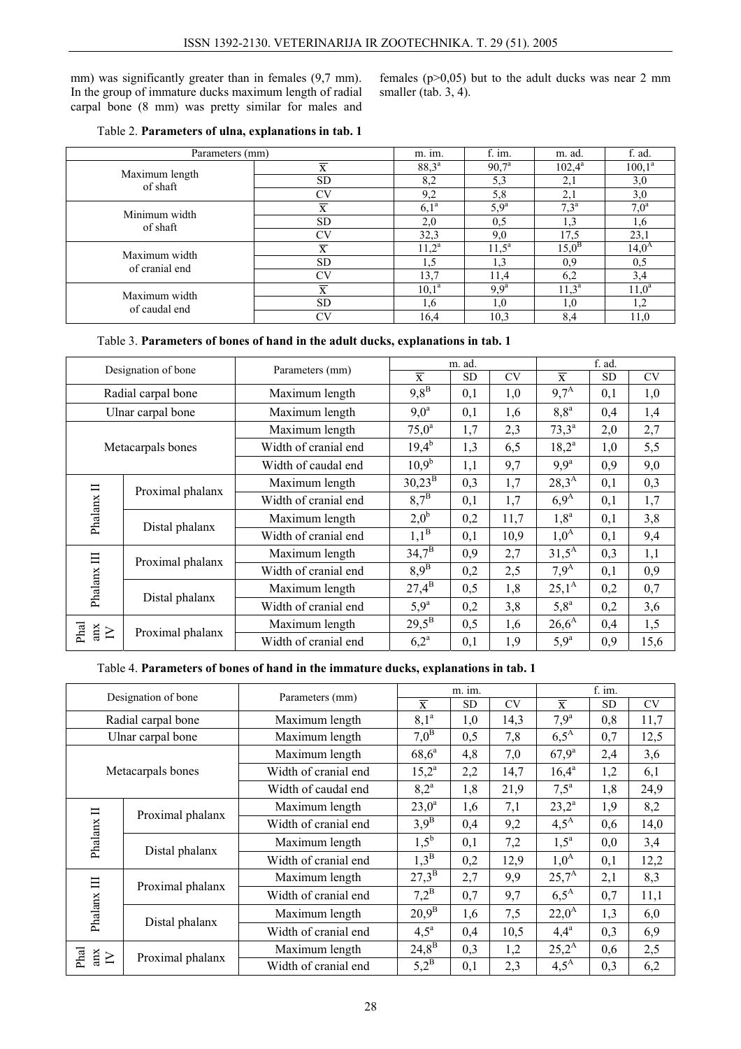mm) was significantly greater than in females (9,7 mm). In the group of immature ducks maximum length of radial carpal bone (8 mm) was pretty similar for males and females (p>0,05) but to the adult ducks was near 2 mm smaller (tab. 3, 4).

Table 2. **Parameters of ulna, explanations in tab. 1**

| Parameters (mm) | | m. im. | f. im. | m. ad. | f. ad. |
|---|---|---|---|---|---|
| Maximum length of shaft | $\overline{x}$ | $88,3^a$ | $90,7^a$ | $102,4^a$ | $100,1^a$ |
| | SD | 8,2 | 5,3 | 2,1 | 3,0 |
| | CV | 9,2 | 5,8 | 2,1 | 3,0 |
| Minimum width of shaft | $\overline{x}$ | $6,1^a$ | $5,9^a$ | $7,3^a$ | $7,0^a$ |
| | SD | 2,0 | 0,5 | 1,3 | 1,6 |
| | CV | 32,3 | 9,0 | 17,5 | 23,1 |
| Maximum width of cranial end | $\overline{x}$ | $11,2^a$ | $11,5^a$ | $15,0^B$ | $14,0^A$ |
| | SD | 1,5 | 1,3 | 0,9 | 0,5 |
| | CV | 13,7 | 11,4 | 6,2 | 3,4 |
| Maximum width of caudal end | $\overline{x}$ | $10,1^a$ | $9,9^a$ | $11,3^a$ | $11,0^a$ |
| | SD | 1,6 | 1,0 | 1,0 | 1,2 |
| | CV | 16,4 | 10,3 | 8,4 | 11,0 |

Table 3. **Parameters of bones of hand in the adult ducks, explanations in tab. 1**

| Designation of bone | | Parameters (mm) | m. ad. | | | f. ad. | | |
|---|---|---|---|---|---|---|---|---|
| | | | $\overline{x}$ | SD | CV | $\overline{x}$ | SD | CV |
| Radial carpal bone | | Maximum length | $9,8^B$ | 0,1 | 1,0 | $9,7^A$ | 0,1 | 1,0 |
| Ulnar carpal bone | | Maximum length | $9,0^a$ | 0,1 | 1,6 | $8,8^a$ | 0,4 | 1,4 |
| Metacarpals bones | | Maximum length | $75,0^a$ | 1,7 | 2,3 | $73,3^a$ | 2,0 | 2,7 |
| | | Width of cranial end | $19,4^b$ | 1,3 | 6,5 | $18,2^a$ | 1,0 | 5,5 |
| | | Width of caudal end | $10,9^b$ | 1,1 | 9,7 | $9,9^a$ | 0,9 | 9,0 |
| Phalanx II | Proximal phalanx | Maximum length | $30,23^B$ | 0,3 | 1,7 | $28,3^A$ | 0,1 | 0,3 |
| | | Width of cranial end | $8,7^B$ | 0,1 | 1,7 | $6,9^A$ | 0,1 | 1,7 |
| | Distal phalanx | Maximum length | $2,0^b$ | 0,2 | 11,7 | $1,8^a$ | 0,1 | 3,8 |
| | | Width of cranial end | $1,1^B$ | 0,1 | 10,9 | $1,0^A$ | 0,1 | 9,4 |
| Phalanx III | Proximal phalanx | Maximum length | $34,7^B$ | 0,9 | 2,7 | $31,5^A$ | 0,3 | 1,1 |
| | | Width of cranial end | $8,9^B$ | 0,2 | 2,5 | $7,9^A$ | 0,1 | 0,9 |
| | Distal phalanx | Maximum length | $27,4^B$ | 0,5 | 1,8 | $25,1^A$ | 0,2 | 0,7 |
| | | Width of cranial end | $5,9^a$ | 0,2 | 3,8 | $5,8^a$ | 0,2 | 3,6 |
| Phalanx IV | Proximal phalanx | Maximum length | $29,5^B$ | 0,5 | 1,6 | $26,6^A$ | 0,4 | 1,5 |
| | | Width of cranial end | $6,2^a$ | 0,1 | 1,9 | $5,9^a$ | 0,9 | 15,6 |

Table 4. **Parameters of bones of hand in the immature ducks, explanations in tab. 1**

| Designation of bone | | Parameters (mm) | m. im. | | | f. im. | | |
|---|---|---|---|---|---|---|---|---|
| | | | $\overline{x}$ | SD | CV | $\overline{x}$ | SD | CV |
| Radial carpal bone | | Maximum length | $8,1^a$ | 1,0 | 14,3 | $7,9^a$ | 0,8 | 11,7 |
| Ulnar carpal bone | | Maximum length | $7,0^B$ | 0,5 | 7,8 | $6,5^A$ | 0,7 | 12,5 |
| Metacarpals bones | | Maximum length | $68,6^a$ | 4,8 | 7,0 | $67,9^a$ | 2,4 | 3,6 |
| | | Width of cranial end | $15,2^a$ | 2,2 | 14,7 | $16,4^a$ | 1,2 | 6,1 |
| | | Width of caudal end | $8,2^a$ | 1,8 | 21,9 | $7,5^a$ | 1,8 | 24,9 |
| Phalanx II | Proximal phalanx | Maximum length | $23,0^a$ | 1,6 | 7,1 | $23,2^a$ | 1,9 | 8,2 |
| | | Width of cranial end | $3,9^B$ | 0,4 | 9,2 | $4,5^A$ | 0,6 | 14,0 |
| | Distal phalanx | Maximum length | $1,5^b$ | 0,1 | 7,2 | $1,5^a$ | 0,0 | 3,4 |
| | | Width of cranial end | $1,3^B$ | 0,2 | 12,9 | $1,0^A$ | 0,1 | 12,2 |
| Phalanx III | Proximal phalanx | Maximum length | $27,3^B$ | 2,7 | 9,9 | $25,7^A$ | 2,1 | 8,3 |
| | | Width of cranial end | $7,2^B$ | 0,7 | 9,7 | $6,5^A$ | 0,7 | 11,1 |
| | Distal phalanx | Maximum length | $20,9^B$ | 1,6 | 7,5 | $22,0^A$ | 1,3 | 6,0 |
| | | Width of cranial end | $4,5^a$ | 0,4 | 10,5 | $4,4^a$ | 0,3 | 6,9 |
| Phalanx IV | Proximal phalanx | Maximum length | $24,8^B$ | 0,3 | 1,2 | $25,2^A$ | 0,6 | 2,5 |
| | | Width of cranial end | $5,2^B$ | 0,1 | 2,3 | $4,5^A$ | 0,3 | 6,2 |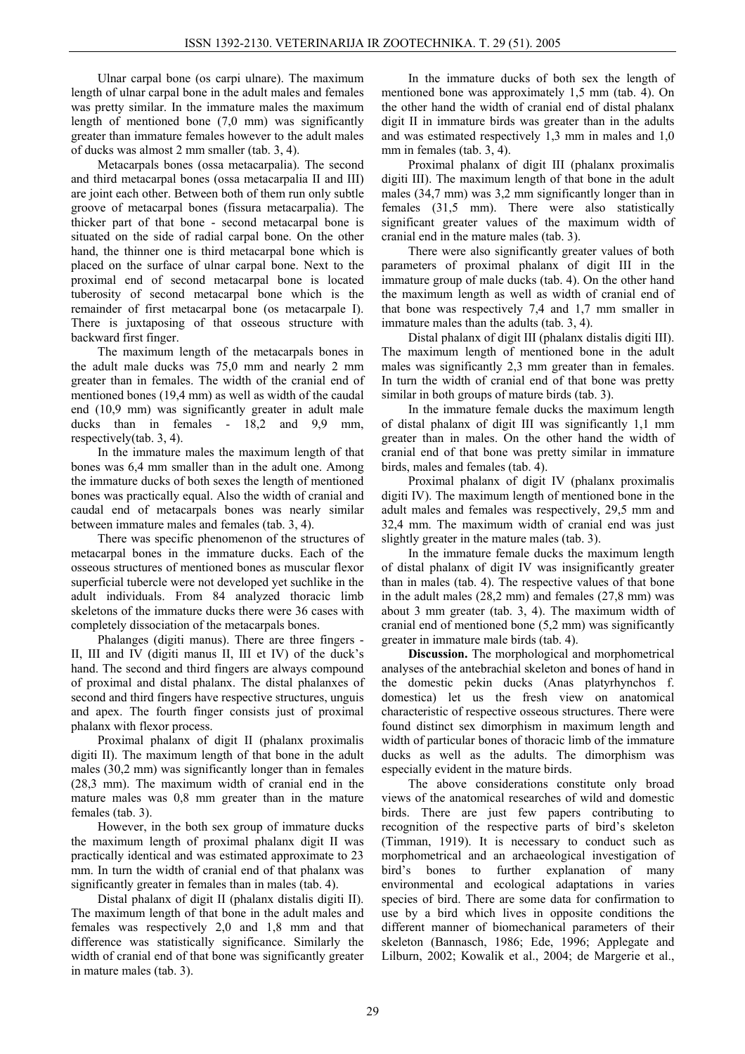Ulnar carpal bone (os carpi ulnare). The maximum length of ulnar carpal bone in the adult males and females was pretty similar. In the immature males the maximum length of mentioned bone (7,0 mm) was significantly greater than immature females however to the adult males of ducks was almost 2 mm smaller (tab. 3, 4).

Metacarpals bones (ossa metacarpalia). The second and third metacarpal bones (ossa metacarpalia II and III) are joint each other. Between both of them run only subtle groove of metacarpal bones (fissura metacarpalia). The thicker part of that bone - second metacarpal bone is situated on the side of radial carpal bone. On the other hand, the thinner one is third metacarpal bone which is placed on the surface of ulnar carpal bone. Next to the proximal end of second metacarpal bone is located tuberosity of second metacarpal bone which is the remainder of first metacarpal bone (os metacarpale I). There is juxtaposing of that osseous structure with backward first finger.

The maximum length of the metacarpals bones in the adult male ducks was 75,0 mm and nearly 2 mm greater than in females. The width of the cranial end of mentioned bones (19,4 mm) as well as width of the caudal end (10,9 mm) was significantly greater in adult male ducks than in females - 18,2 and 9,9 mm, respectively(tab. 3, 4).

In the immature males the maximum length of that bones was 6,4 mm smaller than in the adult one. Among the immature ducks of both sexes the length of mentioned bones was practically equal. Also the width of cranial and caudal end of metacarpals bones was nearly similar between immature males and females (tab. 3, 4).

There was specific phenomenon of the structures of metacarpal bones in the immature ducks. Each of the osseous structures of mentioned bones as muscular flexor superficial tubercle were not developed yet suchlike in the adult individuals. From 84 analyzed thoracic limb skeletons of the immature ducks there were 36 cases with completely dissociation of the metacarpals bones.

Phalanges (digiti manus). There are three fingers - II, III and IV (digiti manus II, III et IV) of the duck's hand. The second and third fingers are always compound of proximal and distal phalanx. The distal phalanxes of second and third fingers have respective structures, unguis and apex. The fourth finger consists just of proximal phalanx with flexor process.

Proximal phalanx of digit II (phalanx proximalis digiti II). The maximum length of that bone in the adult males (30,2 mm) was significantly longer than in females (28,3 mm). The maximum width of cranial end in the mature males was 0,8 mm greater than in the mature females (tab. 3).

However, in the both sex group of immature ducks the maximum length of proximal phalanx digit II was practically identical and was estimated approximate to 23 mm. In turn the width of cranial end of that phalanx was significantly greater in females than in males (tab. 4).

Distal phalanx of digit II (phalanx distalis digiti II). The maximum length of that bone in the adult males and females was respectively 2,0 and 1,8 mm and that difference was statistically significance. Similarly the width of cranial end of that bone was significantly greater in mature males (tab. 3).

In the immature ducks of both sex the length of mentioned bone was approximately 1,5 mm (tab. 4). On the other hand the width of cranial end of distal phalanx digit II in immature birds was greater than in the adults and was estimated respectively 1,3 mm in males and 1,0 mm in females (tab. 3, 4).

Proximal phalanx of digit III (phalanx proximalis digiti III). The maximum length of that bone in the adult males (34,7 mm) was 3,2 mm significantly longer than in females (31,5 mm). There were also statistically significant greater values of the maximum width of cranial end in the mature males (tab. 3).

There were also significantly greater values of both parameters of proximal phalanx of digit III in the immature group of male ducks (tab. 4). On the other hand the maximum length as well as width of cranial end of that bone was respectively 7,4 and 1,7 mm smaller in immature males than the adults (tab. 3, 4).

Distal phalanx of digit III (phalanx distalis digiti III). The maximum length of mentioned bone in the adult males was significantly 2,3 mm greater than in females. In turn the width of cranial end of that bone was pretty similar in both groups of mature birds (tab. 3).

In the immature female ducks the maximum length of distal phalanx of digit III was significantly 1,1 mm greater than in males. On the other hand the width of cranial end of that bone was pretty similar in immature birds, males and females (tab. 4).

Proximal phalanx of digit IV (phalanx proximalis digiti IV). The maximum length of mentioned bone in the adult males and females was respectively, 29,5 mm and 32,4 mm. The maximum width of cranial end was just slightly greater in the mature males (tab. 3).

In the immature female ducks the maximum length of distal phalanx of digit IV was insignificantly greater than in males (tab. 4). The respective values of that bone in the adult males (28,2 mm) and females (27,8 mm) was about 3 mm greater (tab. 3, 4). The maximum width of cranial end of mentioned bone (5,2 mm) was significantly greater in immature male birds (tab. 4).

**Discussion.** The morphological and morphometrical analyses of the antebrachial skeleton and bones of hand in the domestic pekin ducks (Anas platyrhynchos f. domestica) let us the fresh view on anatomical characteristic of respective osseous structures. There were found distinct sex dimorphism in maximum length and width of particular bones of thoracic limb of the immature ducks as well as the adults. The dimorphism was especially evident in the mature birds.

The above considerations constitute only broad views of the anatomical researches of wild and domestic birds. There are just few papers contributing to recognition of the respective parts of bird's skeleton (Timman, 1919). It is necessary to conduct such as morphometrical and an archaeological investigation of bird's bones to further explanation of many environmental and ecological adaptations in varies species of bird. There are some data for confirmation to use by a bird which lives in opposite conditions the different manner of biomechanical parameters of their skeleton (Bannasch, 1986; Ede, 1996; Applegate and Lilburn, 2002; Kowalik et al., 2004; de Margerie et al.,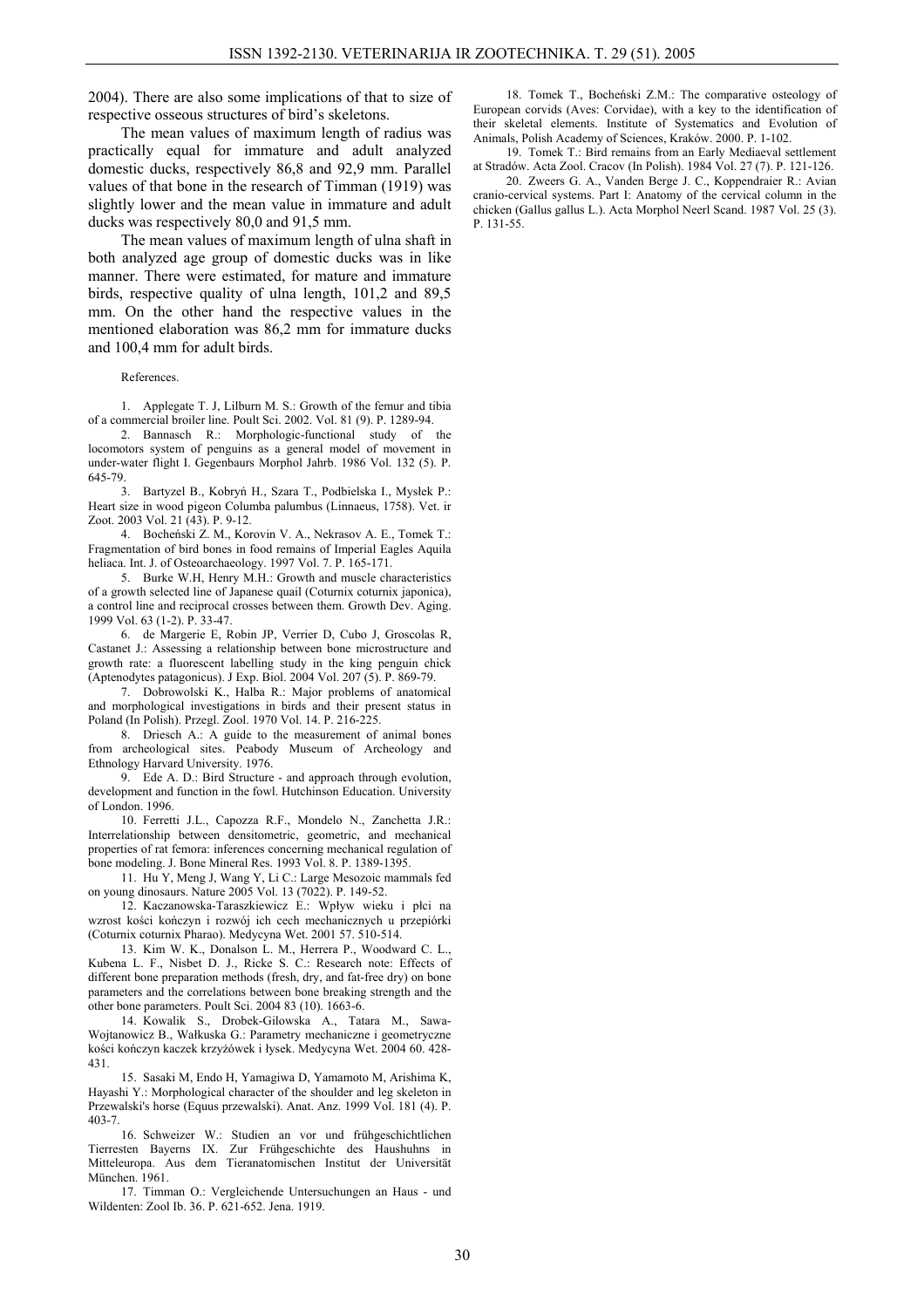2004). There are also some implications of that to size of respective osseous structures of bird's skeletons.

The mean values of maximum length of radius was practically equal for immature and adult analyzed domestic ducks, respectively 86,8 and 92,9 mm. Parallel values of that bone in the research of Timman (1919) was slightly lower and the mean value in immature and adult ducks was respectively 80,0 and 91,5 mm.

The mean values of maximum length of ulna shaft in both analyzed age group of domestic ducks was in like manner. There were estimated, for mature and immature birds, respective quality of ulna length, 101,2 and 89,5 mm. On the other hand the respective values in the mentioned elaboration was 86,2 mm for immature ducks and 100,4 mm for adult birds.

References.

1. Applegate T. J, Lilburn M. S.: Growth of the femur and tibia of a commercial broiler line. Poult Sci. 2002. Vol. 81 (9). P. 1289-94.

2. Bannasch R.: Morphologic-functional study of the locomotors system of penguins as a general model of movement in under-water flight I. Gegenbaurs Morphol Jahrb. 1986 Vol. 132 (5). P. 645-79.

3. Bartyzel B., Kobryń H., Szara T., Podbielska I., Mysłek P.: Heart size in wood pigeon Columba palumbus (Linnaeus, 1758). Vet. ir Zoot. 2003 Vol. 21 (43). P. 9-12.

4. Bocheński Z. M., Korovin V. A., Nekrasov A. E., Tomek T.: Fragmentation of bird bones in food remains of Imperial Eagles Aquila heliaca. Int. J. of Osteoarchaeology. 1997 Vol. 7. P. 165-171.

5. Burke W.H, Henry M.H.: Growth and muscle characteristics of a growth selected line of Japanese quail (Coturnix coturnix japonica), a control line and reciprocal crosses between them. Growth Dev. Aging. 1999 Vol. 63 (1-2). P. 33-47.

6. de Margerie E, Robin JP, Verrier D, Cubo J, Groscolas R, Castanet J.: Assessing a relationship between bone microstructure and growth rate: a fluorescent labelling study in the king penguin chick (Aptenodytes patagonicus). J Exp. Biol. 2004 Vol. 207 (5). P. 869-79.

7. Dobrowolski K., Halba R.: Major problems of anatomical and morphological investigations in birds and their present status in Poland (In Polish). Przegl. Zool. 1970 Vol. 14. P. 216-225.

8. Driesch A.: A guide to the measurement of animal bones from archeological sites. Peabody Museum of Archeology and Ethnology Harvard University. 1976.

9. Ede A. D.: Bird Structure - and approach through evolution, development and function in the fowl. Hutchinson Education. University of London. 1996.

10. Ferretti J.L., Capozza R.F., Mondelo N., Zanchetta J.R.: Interrelationship between densitometric, geometric, and mechanical properties of rat femora: inferences concerning mechanical regulation of bone modeling. J. Bone Mineral Res. 1993 Vol. 8. P. 1389-1395.

11. Hu Y, Meng J, Wang Y, Li C.: Large Mesozoic mammals fed on young dinosaurs. Nature 2005 Vol. 13 (7022). P. 149-52.

12. Kaczanowska-Taraszkiewicz E.: Wpływ wieku i płci na wzrost kości kończyn i rozwój ich cech mechanicznych u przepiórki (Coturnix coturnix Pharao). Medycyna Wet. 2001 57. 510-514.

13. Kim W. K., Donalson L. M., Herrera P., Woodward C. L., Kubena L. F., Nisbet D. J., Ricke S. C.: Research note: Effects of different bone preparation methods (fresh, dry, and fat-free dry) on bone parameters and the correlations between bone breaking strength and the other bone parameters. Poult Sci. 2004 83 (10). 1663-6.

14. Kowalik S., Drobek-Gilowska A., Tatara M., Sawa-Wojtanowicz B., Wałkuska G.: Parametry mechaniczne i geometryczne kości kończyn kaczek krzyżówek i łysek. Medycyna Wet. 2004 60. 428-431.

15. Sasaki M, Endo H, Yamagiwa D, Yamamoto M, Arishima K, Hayashi Y.: Morphological character of the shoulder and leg skeleton in Przewalski's horse (Equus przewalski). Anat. Anz. 1999 Vol. 181 (4). P. 403-7.

16. Schweizer W.: Studien an vor und frühgeschichtlichen Tierresten Bayerns IX. Zur Frühgeschichte des Haushuhns in Mitteleuropa. Aus dem Tieranatomischen Institut der Universität München. 1961.

17. Timman O.: Vergleichende Untersuchungen an Haus - und Wildenten: Zool Ib. 36. P. 621-652. Jena. 1919.

18. Tomek T., Bocheński Z.M.: The comparative osteology of European corvids (Aves: Corvidae), with a key to the identification of their skeletal elements. Institute of Systematics and Evolution of Animals, Polish Academy of Sciences, Kraków. 2000. P. 1-102.

19. Tomek T.: Bird remains from an Early Mediaeval settlement at Stradów. Acta Zool. Cracov (In Polish). 1984 Vol. 27 (7). P. 121-126.

20. Zweers G. A., Vanden Berge J. C., Koppendraier R.: Avian cranio-cervical systems. Part I: Anatomy of the cervical column in the chicken (Gallus gallus L.). Acta Morphol Neerl Scand. 1987 Vol. 25 (3). P. 131-55.